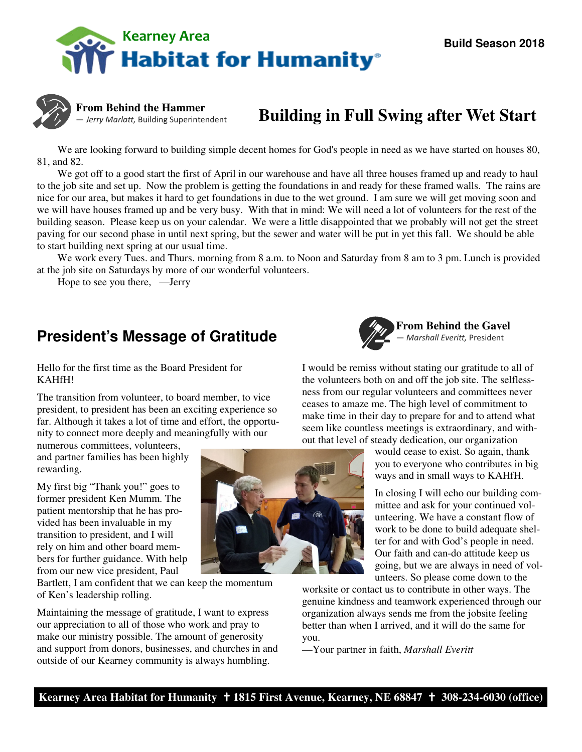# Kearney Area Habitat for Humanity

**Build Season 2018**

**From Behind the Hammer**
— *Jerry Marlatt,* Building Superintendent

## Building in Full Swing after Wet Start

We are looking forward to building simple decent homes for God's people in need as we have started on houses 80, 81, and 82.

We got off to a good start the first of April in our warehouse and have all three houses framed up and ready to haul to the job site and set up. Now the problem is getting the foundations in and ready for these framed walls. The rains are nice for our area, but makes it hard to get foundations in due to the wet ground. I am sure we will get moving soon and we will have houses framed up and be very busy. With that in mind: We will need a lot of volunteers for the rest of the building season. Please keep us on your calendar. We were a little disappointed that we probably will not get the street paving for our second phase in until next spring, but the sewer and water will be put in yet this fall. We should be able to start building next spring at our usual time.

We work every Tues. and Thurs. morning from 8 a.m. to Noon and Saturday from 8 am to 3 pm. Lunch is provided at the job site on Saturdays by more of our wonderful volunteers.

Hope to see you there, —Jerry

## President's Message of Gratitude

**From Behind the Gavel**
— *Marshall Everitt,* President

Hello for the first time as the Board President for KAHfH!

The transition from volunteer, to board member, to vice president, to president has been an exciting experience so far. Although it takes a lot of time and effort, the opportunity to connect more deeply and meaningfully with our numerous committees, volunteers, and partner families has been highly rewarding.

My first big "Thank you!" goes to former president Ken Mumm. The patient mentorship that he has provided has been invaluable in my transition to president, and I will rely on him and other board members for further guidance. With help from our new vice president, Paul Bartlett, I am confident that we can keep the momentum of Ken's leadership rolling.

Maintaining the message of gratitude, I want to express our appreciation to all of those who work and pray to make our ministry possible. The amount of generosity and support from donors, businesses, and churches in and outside of our Kearney community is always humbling.

I would be remiss without stating our gratitude to all of the volunteers both on and off the job site. The selflessness from our regular volunteers and committees never ceases to amaze me. The high level of commitment to make time in their day to prepare for and to attend what seem like countless meetings is extraordinary, and without that level of steady dedication, our organization would cease to exist. So again, thank you to everyone who contributes in big ways and in small ways to KAHfH.

In closing I will echo our building committee and ask for your continued volunteering. We have a constant flow of work to be done to build adequate shelter for and with God's people in need. Our faith and can-do attitude keep us going, but we are always in need of volunteers. So please come down to the worksite or contact us to contribute in other ways. The genuine kindness and teamwork experienced through our organization always sends me from the jobsite feeling better than when I arrived, and it will do the same for you.

—Your partner in faith, *Marshall Everitt*

**Kearney Area Habitat for Humanity ✝ 1815 First Avenue, Kearney, NE 68847 ✝ 308-234-6030 (office)**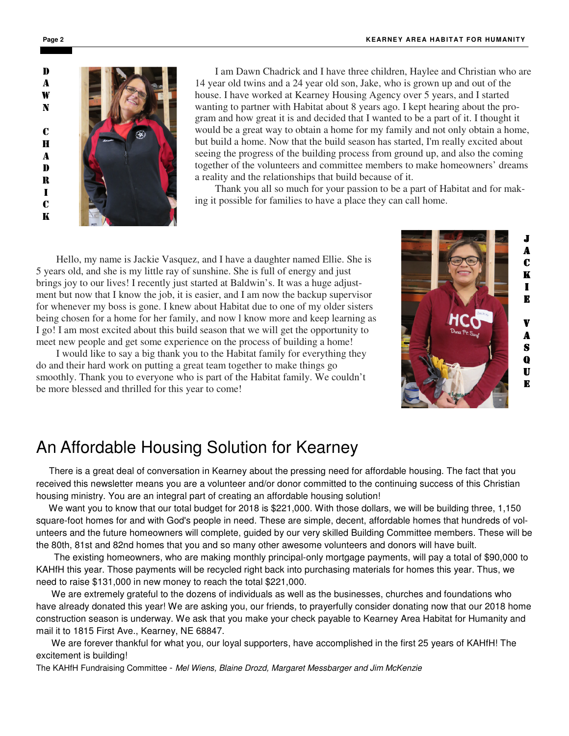## DAWN CHADRICK

I am Dawn Chadrick and I have three children, Haylee and Christian who are 14 year old twins and a 24 year old son, Jake, who is grown up and out of the house. I have worked at Kearney Housing Agency over 5 years, and I started wanting to partner with Habitat about 8 years ago. I kept hearing about the program and how great it is and decided that I wanted to be a part of it. I thought it would be a great way to obtain a home for my family and not only obtain a home, but build a home. Now that the build season has started, I'm really excited about seeing the progress of the building process from ground up, and also the coming together of the volunteers and committee members to make homeowners' dreams a reality and the relationships that build because of it.

Thank you all so much for your passion to be a part of Habitat and for making it possible for families to have a place they can call home.

## JACKIE VASQUE

Hello, my name is Jackie Vasquez, and I have a daughter named Ellie. She is 5 years old, and she is my little ray of sunshine. She is full of energy and just brings joy to our lives! I recently just started at Baldwin's. It was a huge adjustment but now that I know the job, it is easier, and I am now the backup supervisor for whenever my boss is gone. I knew about Habitat due to one of my older sisters being chosen for a home for her family, and now I know more and keep learning as I go! I am most excited about this build season that we will get the opportunity to meet new people and get some experience on the process of building a home!

I would like to say a big thank you to the Habitat family for everything they do and their hard work on putting a great team together to make things go smoothly. Thank you to everyone who is part of the Habitat family. We couldn't be more blessed and thrilled for this year to come!

# An Affordable Housing Solution for Kearney

There is a great deal of conversation in Kearney about the pressing need for affordable housing. The fact that you received this newsletter means you are a volunteer and/or donor committed to the continuing success of this Christian housing ministry. You are an integral part of creating an affordable housing solution!

We want you to know that our total budget for 2018 is $221,000. With those dollars, we will be building three, 1,150 square-foot homes for and with God's people in need. These are simple, decent, affordable homes that hundreds of volunteers and the future homeowners will complete, guided by our very skilled Building Committee members. These will be the 80th, 81st and 82nd homes that you and so many other awesome volunteers and donors will have built.

The existing homeowners, who are making monthly principal-only mortgage payments, will pay a total of $90,000 to KAHfH this year. Those payments will be recycled right back into purchasing materials for homes this year. Thus, we need to raise $131,000 in new money to reach the total $221,000.

We are extremely grateful to the dozens of individuals as well as the businesses, churches and foundations who have already donated this year! We are asking you, our friends, to prayerfully consider donating now that our 2018 home construction season is underway. We ask that you make your check payable to Kearney Area Habitat for Humanity and mail it to 1815 First Ave., Kearney, NE 68847.

We are forever thankful for what you, our loyal supporters, have accomplished in the first 25 years of KAHfH! The excitement is building!

The KAHfH Fundraising Committee - *Mel Wiens, Blaine Drozd, Margaret Messbarger and Jim McKenzie*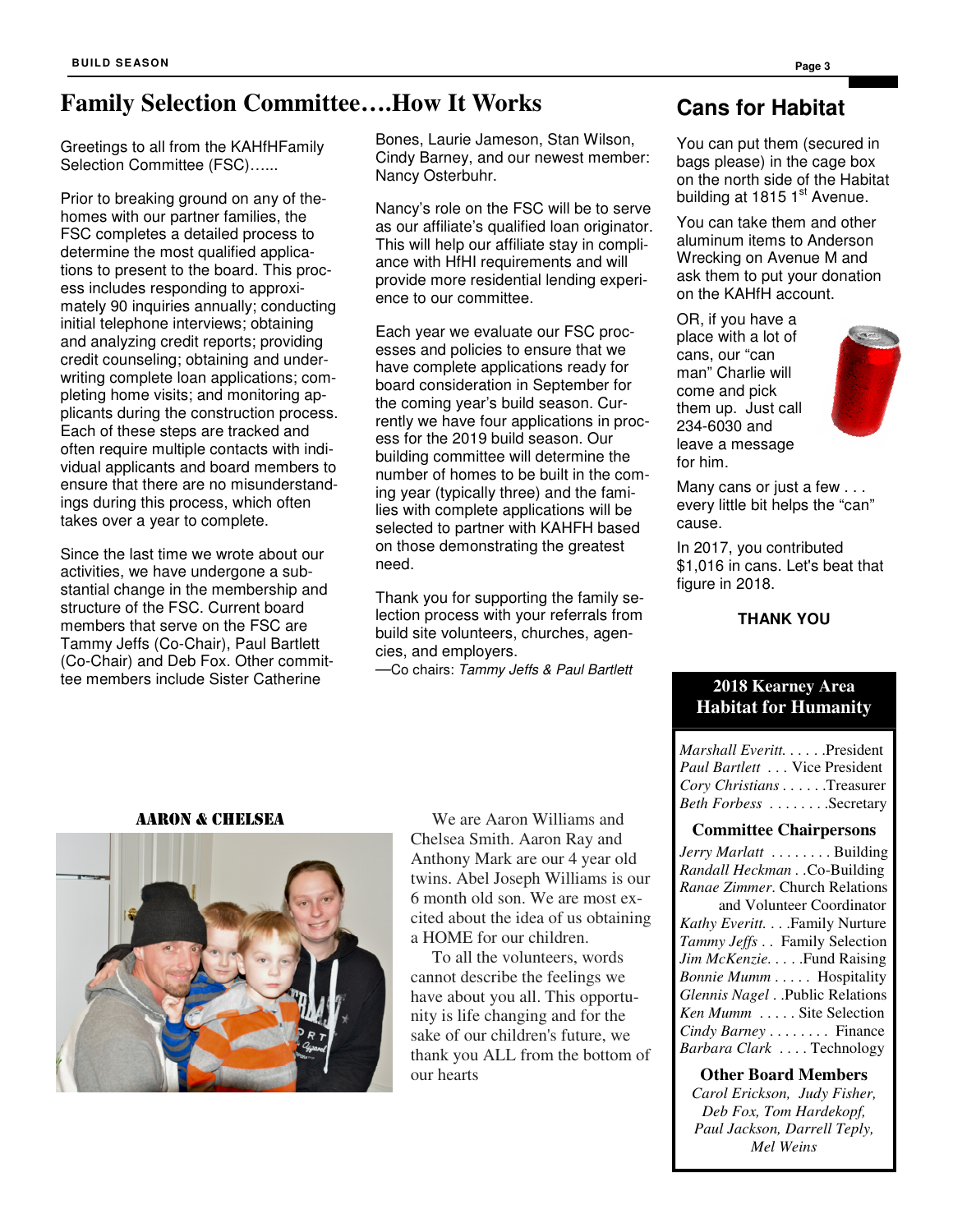# Family Selection Committee….How It Works

Greetings to all from the KAHfHFamily Selection Committee (FSC)…...

Prior to breaking ground on any of thehomes with our partner families, the FSC completes a detailed process to determine the most qualified applications to present to the board. This process includes responding to approximately 90 inquiries annually; conducting initial telephone interviews; obtaining and analyzing credit reports; providing credit counseling; obtaining and underwriting complete loan applications; completing home visits; and monitoring applicants during the construction process. Each of these steps are tracked and often require multiple contacts with individual applicants and board members to ensure that there are no misunderstandings during this process, which often takes over a year to complete.

Since the last time we wrote about our activities, we have undergone a substantial change in the membership and structure of the FSC. Current board members that serve on the FSC are Tammy Jeffs (Co-Chair), Paul Bartlett (Co-Chair) and Deb Fox. Other committee members include Sister Catherine Bones, Laurie Jameson, Stan Wilson, Cindy Barney, and our newest member: Nancy Osterbuhr.

Nancy's role on the FSC will be to serve as our affiliate's qualified loan originator. This will help our affiliate stay in compliance with HfHI requirements and will provide more residential lending experience to our committee.

Each year we evaluate our FSC processes and policies to ensure that we have complete applications ready for board consideration in September for the coming year's build season. Currently we have four applications in process for the 2019 build season. Our building committee will determine the number of homes to be built in the coming year (typically three) and the families with complete applications will be selected to partner with KAHFH based on those demonstrating the greatest need.

Thank you for supporting the family selection process with your referrals from build site volunteers, churches, agencies, and employers.

—Co chairs: *Tammy Jeffs & Paul Bartlett*

## Cans for Habitat

You can put them (secured in bags please) in the cage box on the north side of the Habitat building at 1815 1st Avenue.

You can take them and other aluminum items to Anderson Wrecking on Avenue M and ask them to put your donation on the KAHfH account.

OR, if you have a place with a lot of cans, our "can man" Charlie will come and pick them up. Just call 234-6030 and leave a message for him.

Many cans or just a few . . . every little bit helps the "can" cause.

In 2017, you contributed $1,016 in cans. Let's beat that figure in 2018.

**THANK YOU**

## Aaron & Chelsea

We are Aaron Williams and Chelsea Smith. Aaron Ray and Anthony Mark are our 4 year old twins. Abel Joseph Williams is our 6 month old son. We are most excited about the idea of us obtaining a HOME for our children.

To all the volunteers, words cannot describe the feelings we have about you all. This opportunity is life changing and for the sake of our children's future, we thank you ALL from the bottom of our hearts

## 2018 Kearney Area Habitat for Humanity

*Marshall Everitt*. . . . . .President
*Paul Bartlett* . . . Vice President
*Cory Christians* . . . . . .Treasurer
*Beth Forbess* . . . . . . . .Secretary

### Committee Chairpersons

*Jerry Marlatt* . . . . . . . . Building
*Randall Heckman* . .Co-Building
*Ranae Zimmer*. Church Relations and Volunteer Coordinator
*Kathy Everitt*. . . .Family Nurture
*Tammy Jeffs* . . Family Selection
*Jim McKenzie*. . . . .Fund Raising
*Bonnie Mumm* . . . . . Hospitality
*Glennis Nagel* . .Public Relations
*Ken Mumm* . . . . . Site Selection
*Cindy Barney* . . . . . . . . Finance
*Barbara Clark* . . . . Technology

### Other Board Members

*Carol Erickson, Judy Fisher, Deb Fox, Tom Hardekopf, Paul Jackson, Darrell Teply, Mel Weins*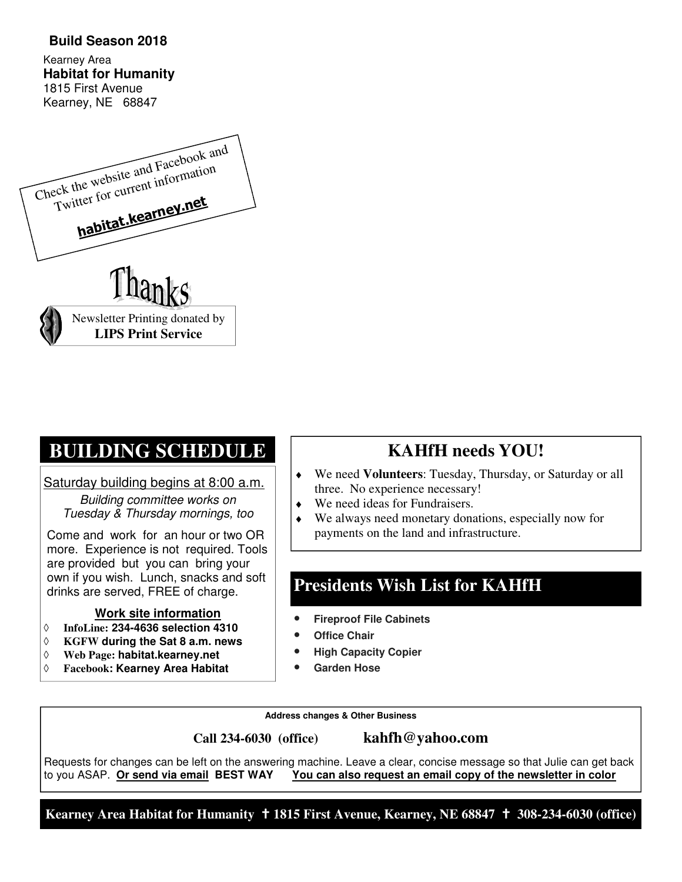**Build Season 2018**

Kearney Area
**Habitat for Humanity**
1815 First Avenue
Kearney, NE 68847

Check the website and Facebook and Twitter for current information

**habitat.kearney.net**

Thanks

Newsletter Printing donated by
**LIPS Print Service**

## BUILDING SCHEDULE

Saturday building begins at 8:00 a.m.

*Building committee works on Tuesday & Thursday mornings, too*

Come and work for an hour or two OR more. Experience is not required. Tools are provided but you can bring your own if you wish. Lunch, snacks and soft drinks are served, FREE of charge.

**Work site information**

- **InfoLine: 234-4636 selection 4310**
- **KGFW during the Sat 8 a.m. news**
- **Web Page: habitat.kearney.net**
- **Facebook: Kearney Area Habitat**

## KAHfH needs YOU!

- We need **Volunteers**: Tuesday, Thursday, or Saturday or all three. No experience necessary!
- We need ideas for Fundraisers.
- We always need monetary donations, especially now for payments on the land and infrastructure.

## Presidents Wish List for KAHfH

- **Fireproof File Cabinets**
- **Office Chair**
- **High Capacity Copier**
- **Garden Hose**

**Address changes & Other Business**

**Call 234-6030 (office)** **kahfh@yahoo.com**

Requests for changes can be left on the answering machine. Leave a clear, concise message so that Julie can get back to you ASAP. **Or send via email BEST WAY** **You can also request an email copy of the newsletter in color**

**Kearney Area Habitat for Humanity ✝ 1815 First Avenue, Kearney, NE 68847 ✝ 308-234-6030 (office)**